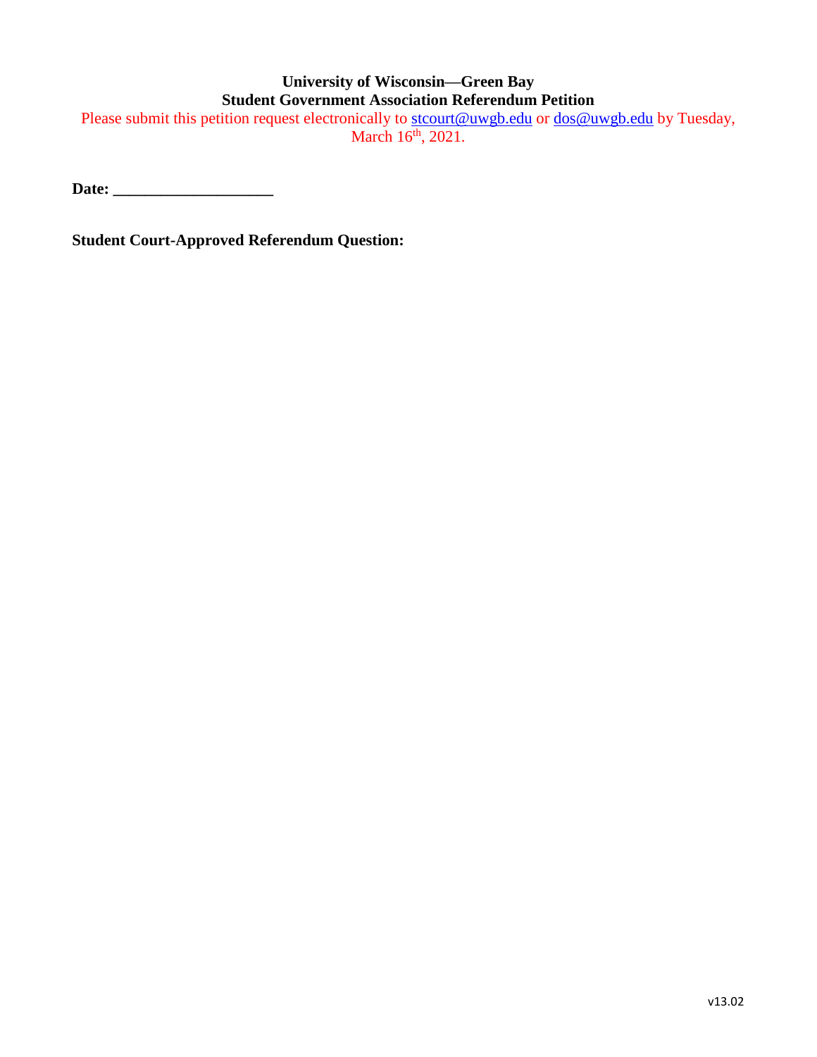**University of Wisconsin—Green Bay**
**Student Government Association Referendum Petition**

Please submit this petition request electronically to stcourt@uwgb.edu or dos@uwgb.edu by Tuesday, March 16th, 2021.

**Date: ____________________**

**Student Court-Approved Referendum Question:**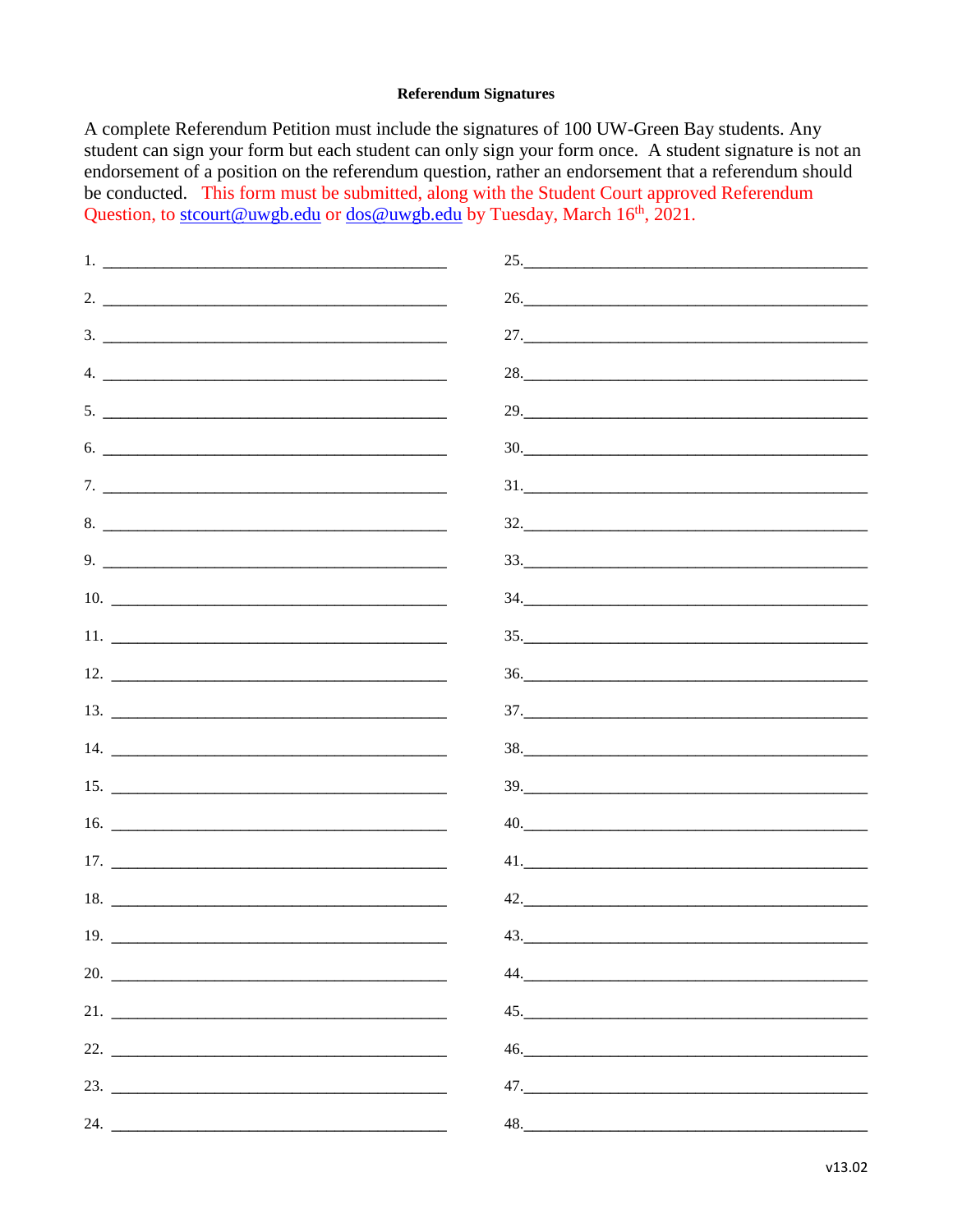**Referendum Signatures**

A complete Referendum Petition must include the signatures of 100 UW-Green Bay students. Any student can sign your form but each student can only sign your form once. A student signature is not an endorsement of a position on the referendum question, rather an endorsement that a referendum should be conducted. This form must be submitted, along with the Student Court approved Referendum Question, to stcourt@uwgb.edu or dos@uwgb.edu by Tuesday, March 16th, 2021.

1. ________________________________________
2. ________________________________________
3. ________________________________________
4. ________________________________________
5. ________________________________________
6. ________________________________________
7. ________________________________________
8. ________________________________________
9. ________________________________________
10. ________________________________________
11. ________________________________________
12. ________________________________________
13. ________________________________________
14. ________________________________________
15. ________________________________________
16. ________________________________________
17. ________________________________________
18. ________________________________________
19. ________________________________________
20. ________________________________________
21. ________________________________________
22. ________________________________________
23. ________________________________________
24. ________________________________________
25. ________________________________________
26. ________________________________________
27. ________________________________________
28. ________________________________________
29. ________________________________________
30. ________________________________________
31. ________________________________________
32. ________________________________________
33. ________________________________________
34. ________________________________________
35. ________________________________________
36. ________________________________________
37. ________________________________________
38. ________________________________________
39. ________________________________________
40. ________________________________________
41. ________________________________________
42. ________________________________________
43. ________________________________________
44. ________________________________________
45. ________________________________________
46. ________________________________________
47. ________________________________________
48. ________________________________________

v13.02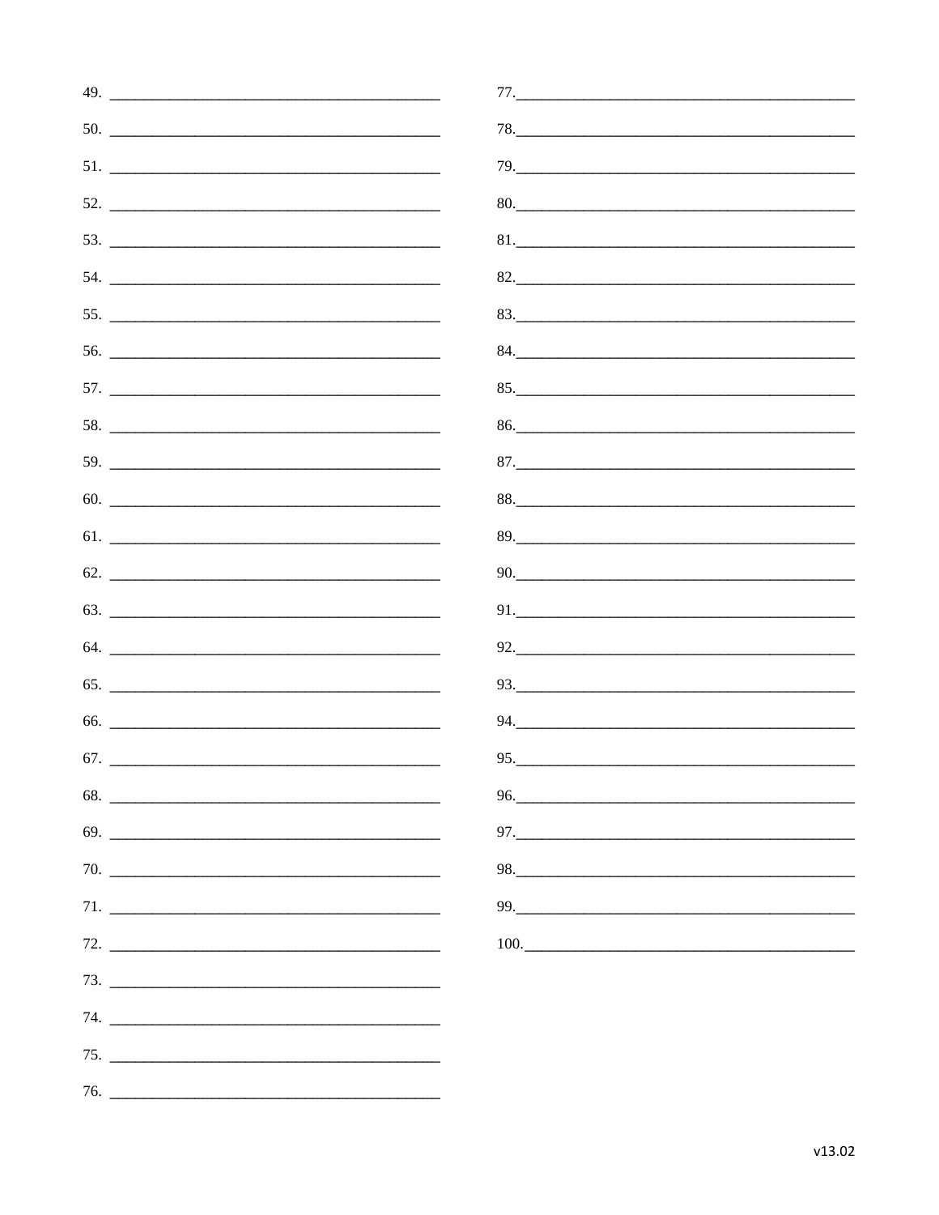49. ________________________________________

50. ________________________________________

51. ________________________________________

52. ________________________________________

53. ________________________________________

54. ________________________________________

55. ________________________________________

56. ________________________________________

57. ________________________________________

58. ________________________________________

59. ________________________________________

60. ________________________________________

61. ________________________________________

62. ________________________________________

63. ________________________________________

64. ________________________________________

65. ________________________________________

66. ________________________________________

67. ________________________________________

68. ________________________________________

69. ________________________________________

70. ________________________________________

71. ________________________________________

72. ________________________________________

73. ________________________________________

74. ________________________________________

75. ________________________________________

76. ________________________________________

77. ________________________________________

78. ________________________________________

79. ________________________________________

80. ________________________________________

81. ________________________________________

82. ________________________________________

83. ________________________________________

84. ________________________________________

85. ________________________________________

86. ________________________________________

87. ________________________________________

88. ________________________________________

89. ________________________________________

90. ________________________________________

91. ________________________________________

92. ________________________________________

93. ________________________________________

94. ________________________________________

95. ________________________________________

96. ________________________________________

97. ________________________________________

98. ________________________________________

99. ________________________________________

100. ________________________________________

v13.02